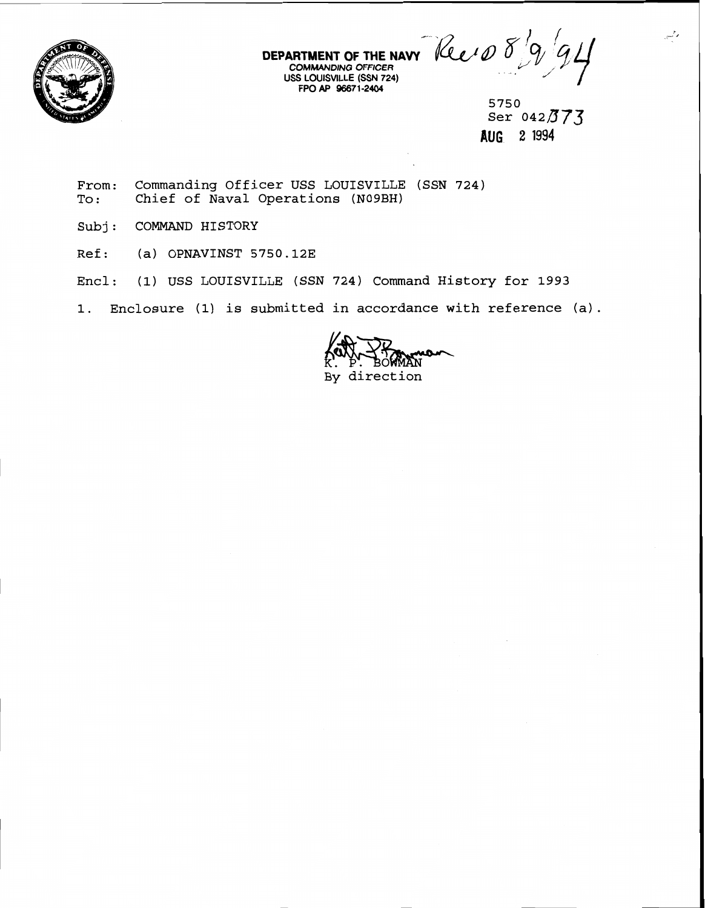**DEPARTMENT OF THE NAVY**
COMMANDING OFFICER
USS LOUISVILLE (SSN 724)
FPO AP 96671-2404

Rec'd 8/9/94

5750
Ser 042/373
**AUG 2 1994**

From: Commanding Officer USS LOUISVILLE (SSN 724)
To: Chief of Naval Operations (N09BH)

Subj: COMMAND HISTORY

Ref: (a) OPNAVINST 5750.12E

Encl: (1) USS LOUISVILLE (SSN 724) Command History for 1993

1. Enclosure (1) is submitted in accordance with reference (a).

K. P. BOWMAN
By direction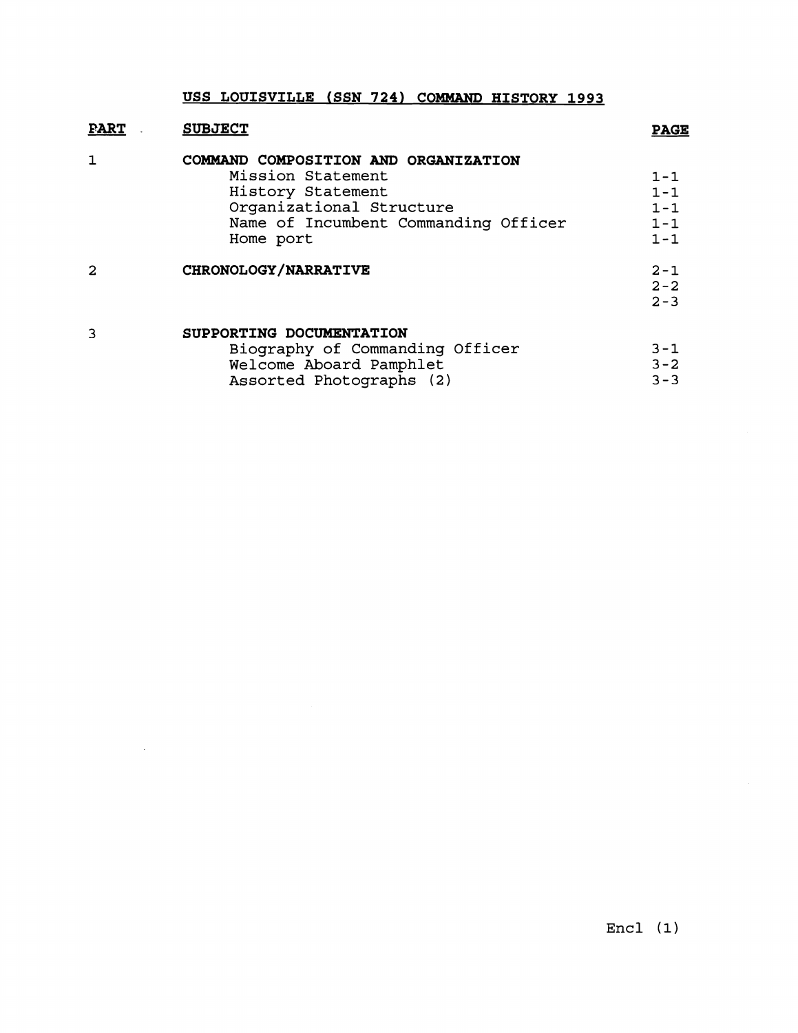# USS LOUISVILLE (SSN 724) COMMAND HISTORY 1993

| PART | SUBJECT | PAGE |
|---|---|---|
| 1 | **COMMAND COMPOSITION AND ORGANIZATION** | |
| | Mission Statement | 1-1 |
| | History Statement | 1-1 |
| | Organizational Structure | 1-1 |
| | Name of Incumbent Commanding Officer | 1-1 |
| | Home port | 1-1 |
| 2 | **CHRONOLOGY/NARRATIVE** | 2-1 |
| | | 2-2 |
| | | 2-3 |
| 3 | **SUPPORTING DOCUMENTATION** | |
| | Biography of Commanding Officer | 3-1 |
| | Welcome Aboard Pamphlet | 3-2 |
| | Assorted Photographs (2) | 3-3 |

Encl (1)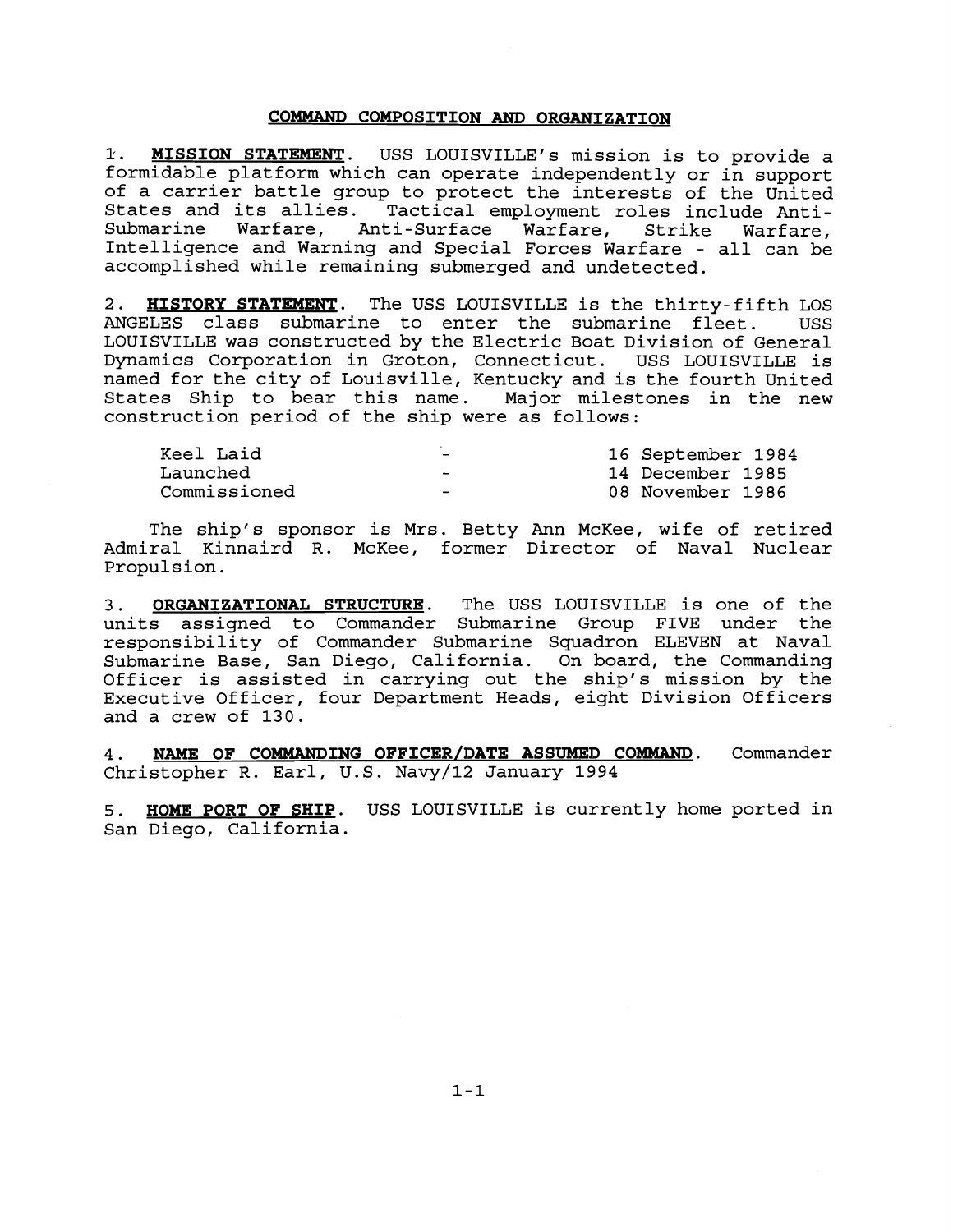## COMMAND COMPOSITION AND ORGANIZATION

1. **MISSION STATEMENT**. USS LOUISVILLE's mission is to provide a formidable platform which can operate independently or in support of a carrier battle group to protect the interests of the United States and its allies. Tactical employment roles include Anti-Submarine Warfare, Anti-Surface Warfare, Strike Warfare, Intelligence and Warning and Special Forces Warfare - all can be accomplished while remaining submerged and undetected.

2. **HISTORY STATEMENT**. The USS LOUISVILLE is the thirty-fifth LOS ANGELES class submarine to enter the submarine fleet. USS LOUISVILLE was constructed by the Electric Boat Division of General Dynamics Corporation in Groton, Connecticut. USS LOUISVILLE is named for the city of Louisville, Kentucky and is the fourth United States Ship to bear this name. Major milestones in the new construction period of the ship were as follows:

| | | |
|---|---|---|
| Keel Laid | - | 16 September 1984 |
| Launched | - | 14 December 1985 |
| Commissioned | - | 08 November 1986 |

The ship's sponsor is Mrs. Betty Ann McKee, wife of retired Admiral Kinnaird R. McKee, former Director of Naval Nuclear Propulsion.

3. **ORGANIZATIONAL STRUCTURE**. The USS LOUISVILLE is one of the units assigned to Commander Submarine Group FIVE under the responsibility of Commander Submarine Squadron ELEVEN at Naval Submarine Base, San Diego, California. On board, the Commanding Officer is assisted in carrying out the ship's mission by the Executive Officer, four Department Heads, eight Division Officers and a crew of 130.

4. **NAME OF COMMANDING OFFICER/DATE ASSUMED COMMAND**. Commander Christopher R. Earl, U.S. Navy/12 January 1994

5. **HOME PORT OF SHIP**. USS LOUISVILLE is currently home ported in San Diego, California.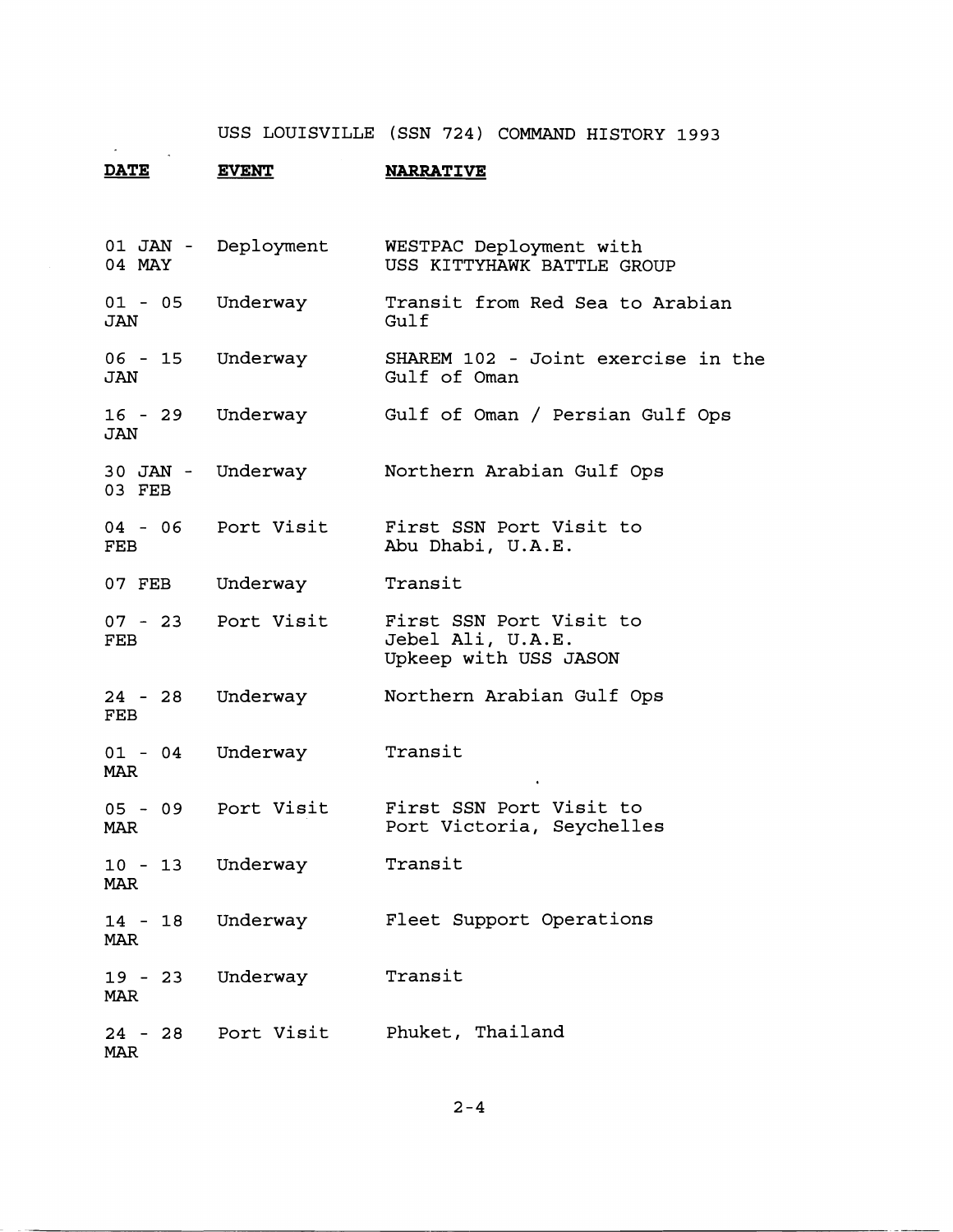USS LOUISVILLE (SSN 724) COMMAND HISTORY 1993

| **DATE** | **EVENT** | **NARRATIVE** |
| --- | --- | --- |
| 01 JAN - 04 MAY | Deployment | WESTPAC Deployment with USS KITTYHAWK BATTLE GROUP |
| 01 - 05 JAN | Underway | Transit from Red Sea to Arabian Gulf |
| 06 - 15 JAN | Underway | SHAREM 102 - Joint exercise in the Gulf of Oman |
| 16 - 29 JAN | Underway | Gulf of Oman / Persian Gulf Ops |
| 30 JAN - 03 FEB | Underway | Northern Arabian Gulf Ops |
| 04 - 06 FEB | Port Visit | First SSN Port Visit to Abu Dhabi, U.A.E. |
| 07 FEB | Underway | Transit |
| 07 - 23 FEB | Port Visit | First SSN Port Visit to Jebel Ali, U.A.E. Upkeep with USS JASON |
| 24 - 28 FEB | Underway | Northern Arabian Gulf Ops |
| 01 - 04 MAR | Underway | Transit |
| 05 - 09 MAR | Port Visit | First SSN Port Visit to Port Victoria, Seychelles |
| 10 - 13 MAR | Underway | Transit |
| 14 - 18 MAR | Underway | Fleet Support Operations |
| 19 - 23 MAR | Underway | Transit |
| 24 - 28 MAR | Port Visit | Phuket, Thailand |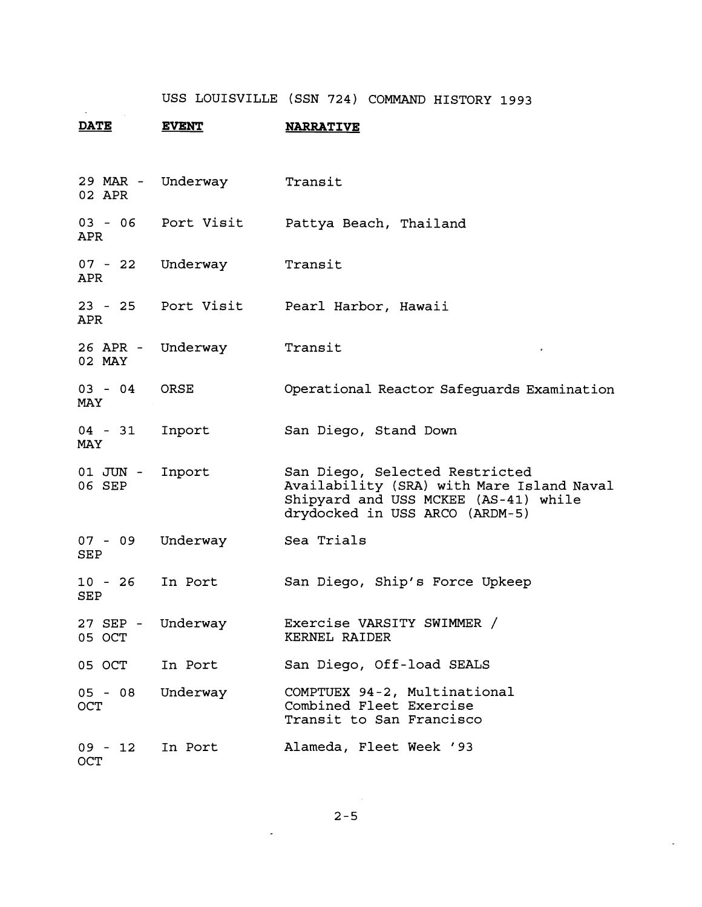USS LOUISVILLE (SSN 724) COMMAND HISTORY 1993

| **DATE** | **EVENT** | **NARRATIVE** |
|---|---|---|
| 29 MAR - 02 APR | Underway | Transit |
| 03 - 06 APR | Port Visit | Pattya Beach, Thailand |
| 07 - 22 APR | Underway | Transit |
| 23 - 25 APR | Port Visit | Pearl Harbor, Hawaii |
| 26 APR - 02 MAY | Underway | Transit |
| 03 - 04 MAY | ORSE | Operational Reactor Safeguards Examination |
| 04 - 31 MAY | Inport | San Diego, Stand Down |
| 01 JUN - 06 SEP | Inport | San Diego, Selected Restricted Availability (SRA) with Mare Island Naval Shipyard and USS MCKEE (AS-41) while drydocked in USS ARCO (ARDM-5) |
| 07 - 09 SEP | Underway | Sea Trials |
| 10 - 26 SEP | In Port | San Diego, Ship's Force Upkeep |
| 27 SEP - 05 OCT | Underway | Exercise VARSITY SWIMMER / KERNEL RAIDER |
| 05 OCT | In Port | San Diego, Off-load SEALS |
| 05 - 08 OCT | Underway | COMPTUEX 94-2, Multinational Combined Fleet Exercise Transit to San Francisco |
| 09 - 12 OCT | In Port | Alameda, Fleet Week '93 |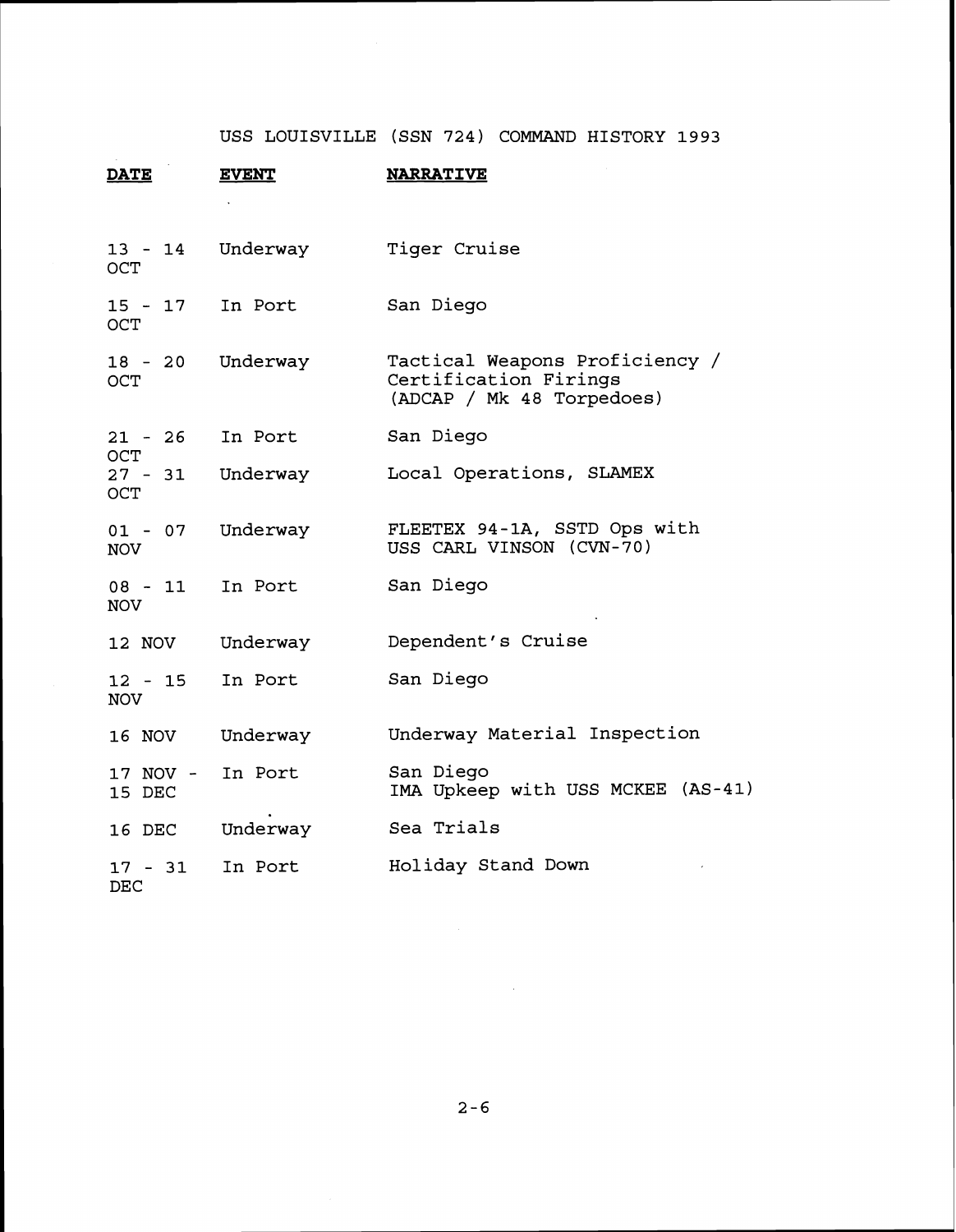USS LOUISVILLE (SSN 724) COMMAND HISTORY 1993

| **DATE** | **EVENT** | **NARRATIVE** |
|---|---|---|
| 13 - 14 OCT | Underway | Tiger Cruise |
| 15 - 17 OCT | In Port | San Diego |
| 18 - 20 OCT | Underway | Tactical Weapons Proficiency / Certification Firings (ADCAP / Mk 48 Torpedoes) |
| 21 - 26 OCT | In Port | San Diego |
| 27 - 31 OCT | Underway | Local Operations, SLAMEX |
| 01 - 07 NOV | Underway | FLEETEX 94-1A, SSTD Ops with USS CARL VINSON (CVN-70) |
| 08 - 11 NOV | In Port | San Diego |
| 12 NOV | Underway | Dependent's Cruise |
| 12 - 15 NOV | In Port | San Diego |
| 16 NOV | Underway | Underway Material Inspection |
| 17 NOV - 15 DEC | In Port | San Diego<br>IMA Upkeep with USS MCKEE (AS-41) |
| 16 DEC | Underway | Sea Trials |
| 17 - 31 DEC | In Port | Holiday Stand Down |